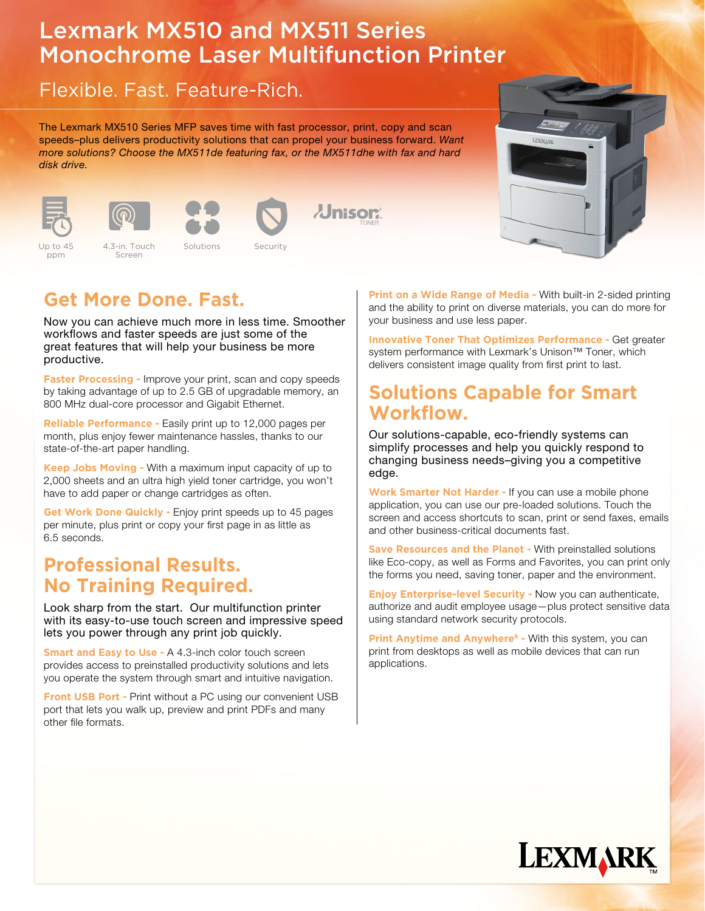# Lexmark MX510 and MX511 Series Monochrome Laser Multifunction Printer

## Flexible. Fast. Feature-Rich.

The Lexmark MX510 Series MFP saves time with fast processor, print, copy and scan speeds–plus delivers productivity solutions that can propel your business forward. *Want more solutions? Choose the MX511de featuring fax, or the MX511dhe with fax and hard disk drive.*

Up to 45 ppm | 4.3-in. Touch Screen | Solutions | Security | Unison TONER

## Get More Done. Fast.

Now you can achieve much more in less time. Smoother workflows and faster speeds are just some of the great features that will help your business be more productive.

**Faster Processing -** Improve your print, scan and copy speeds by taking advantage of up to 2.5 GB of upgradable memory, an 800 MHz dual-core processor and Gigabit Ethernet.

**Reliable Performance -** Easily print up to 12,000 pages per month, plus enjoy fewer maintenance hassles, thanks to our state-of-the-art paper handling.

**Keep Jobs Moving -** With a maximum input capacity of up to 2,000 sheets and an ultra high yield toner cartridge, you won't have to add paper or change cartridges as often.

**Get Work Done Quickly -** Enjoy print speeds up to 45 pages per minute, plus print or copy your first page in as little as 6.5 seconds.

## Professional Results. No Training Required.

Look sharp from the start. Our multifunction printer with its easy-to-use touch screen and impressive speed lets you power through any print job quickly.

**Smart and Easy to Use -** A 4.3-inch color touch screen provides access to preinstalled productivity solutions and lets you operate the system through smart and intuitive navigation.

**Front USB Port -** Print without a PC using our convenient USB port that lets you walk up, preview and print PDFs and many other file formats.

**Print on a Wide Range of Media -** With built-in 2-sided printing and the ability to print on diverse materials, you can do more for your business and use less paper.

**Innovative Toner That Optimizes Performance -** Get greater system performance with Lexmark's Unison™ Toner, which delivers consistent image quality from first print to last.

## Solutions Capable for Smart Workflow.

Our solutions-capable, eco-friendly systems can simplify processes and help you quickly respond to changing business needs–giving you a competitive edge.

**Work Smarter Not Harder -** If you can use a mobile phone application, you can use our pre-loaded solutions. Touch the screen and access shortcuts to scan, print or send faxes, emails and other business-critical documents fast.

**Save Resources and the Planet -** With preinstalled solutions like Eco-copy, as well as Forms and Favorites, you can print only the forms you need, saving toner, paper and the environment.

**Enjoy Enterprise-level Security -** Now you can authenticate, authorize and audit employee usage—plus protect sensitive data using standard network security protocols.

**Print Anytime and Anywhere[6] -** With this system, you can print from desktops as well as mobile devices that can run applications.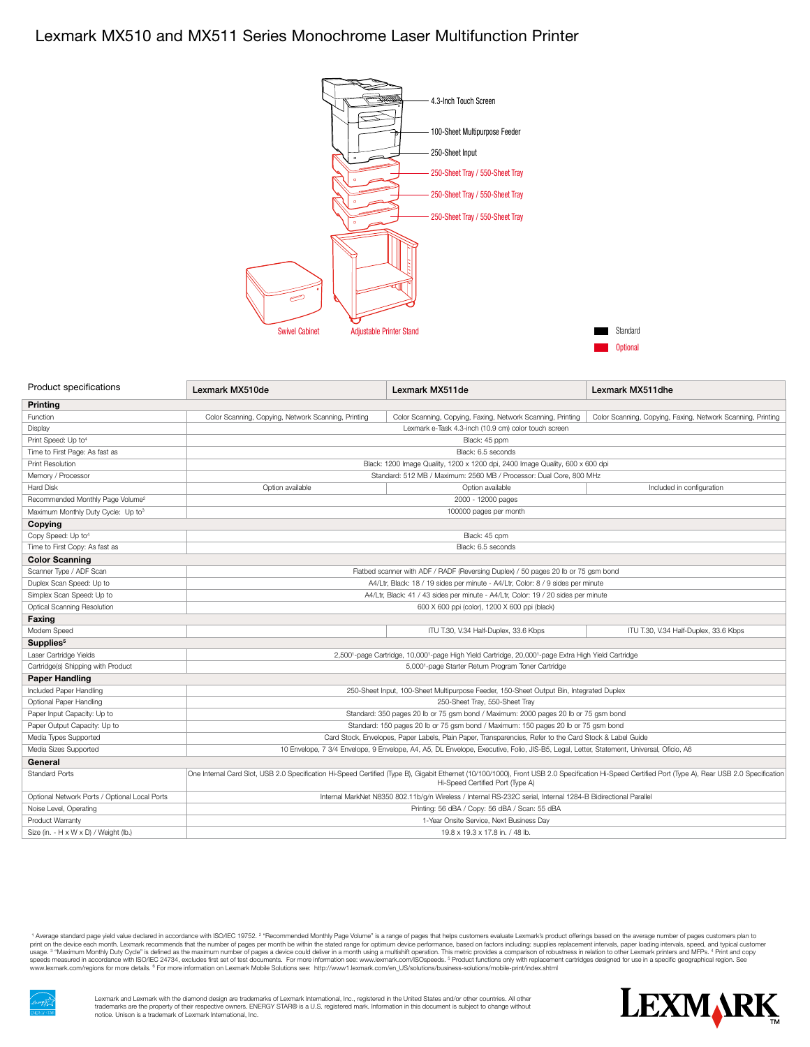# Lexmark MX510 and MX511 Series Monochrome Laser Multifunction Printer

4.3-Inch Touch Screen

100-Sheet Multipurpose Feeder

250-Sheet Input

250-Sheet Tray / 550-Sheet Tray

250-Sheet Tray / 550-Sheet Tray

250-Sheet Tray / 550-Sheet Tray

Swivel Cabinet

Adjustable Printer Stand

Standard

Optional

| Product specifications | Lexmark MX510de | Lexmark MX511de | Lexmark MX511dhe |
|---|---|---|---|
| **Printing** | | | |
| Function | Color Scanning, Copying, Network Scanning, Printing | Color Scanning, Copying, Faxing, Network Scanning, Printing | Color Scanning, Copying, Faxing, Network Scanning, Printing |
| Display | Lexmark e-Task 4.3-inch (10.9 cm) color touch screen | | |
| Print Speed: Up to[4] | Black: 45 ppm | | |
| Time to First Page: As fast as | Black: 6.5 seconds | | |
| Print Resolution | Black: 1200 Image Quality, 1200 x 1200 dpi, 2400 Image Quality, 600 x 600 dpi | | |
| Memory / Processor | Standard: 512 MB / Maximum: 2560 MB / Processor: Dual Core, 800 MHz | | |
| Hard Disk | Option available | Option available | Included in configuration |
| Recommended Monthly Page Volume[2] | 2000 - 12000 pages | | |
| Maximum Monthly Duty Cycle: Up to[3] | 100000 pages per month | | |
| **Copying** | | | |
| Copy Speed: Up to[4] | Black: 45 cpm | | |
| Time to First Copy: As fast as | Black: 6.5 seconds | | |
| **Color Scanning** | | | |
| Scanner Type / ADF Scan | Flatbed scanner with ADF / RADF (Reversing Duplex) / 50 pages 20 lb or 75 gsm bond | | |
| Duplex Scan Speed: Up to | A4/Ltr, Black: 18 / 19 sides per minute - A4/Ltr, Color: 8 / 9 sides per minute | | |
| Simplex Scan Speed: Up to | A4/Ltr, Black: 41 / 43 sides per minute - A4/Ltr, Color: 19 / 20 sides per minute | | |
| Optical Scanning Resolution | 600 X 600 ppi (color), 1200 X 600 ppi (black) | | |
| **Faxing** | | | |
| Modem Speed | | ITU T.30, V.34 Half-Duplex, 33.6 Kbps | ITU T.30, V.34 Half-Duplex, 33.6 Kbps |
| **Supplies[5]** | | | |
| Laser Cartridge Yields | 2,500[1]-page Cartridge, 10,000[1]-page High Yield Cartridge, 20,000[1]-page Extra High Yield Cartridge | | |
| Cartridge(s) Shipping with Product | 5,000[1]-page Starter Return Program Toner Cartridge | | |
| **Paper Handling** | | | |
| Included Paper Handling | 250-Sheet Input, 100-Sheet Multipurpose Feeder, 150-Sheet Output Bin, Integrated Duplex | | |
| Optional Paper Handling | 250-Sheet Tray, 550-Sheet Tray | | |
| Paper Input Capacity: Up to | Standard: 350 pages 20 lb or 75 gsm bond / Maximum: 2000 pages 20 lb or 75 gsm bond | | |
| Paper Output Capacity: Up to | Standard: 150 pages 20 lb or 75 gsm bond / Maximum: 150 pages 20 lb or 75 gsm bond | | |
| Media Types Supported | Card Stock, Envelopes, Paper Labels, Plain Paper, Transparencies, Refer to the Card Stock & Label Guide | | |
| Media Sizes Supported | 10 Envelope, 7 3/4 Envelope, 9 Envelope, A4, A5, DL Envelope, Executive, Folio, JIS-B5, Legal, Letter, Statement, Universal, Oficio, A6 | | |
| **General** | | | |
| Standard Ports | One Internal Card Slot, USB 2.0 Specification Hi-Speed Certified (Type B), Gigabit Ethernet (10/100/1000), Front USB 2.0 Specification Hi-Speed Certified Port (Type A), Rear USB 2.0 Specification Hi-Speed Certified Port (Type A) | | |
| Optional Network Ports / Optional Local Ports | Internal MarkNet N8350 802.11b/g/n Wireless / Internal RS-232C serial, Internal 1284-B Bidirectional Parallel | | |
| Noise Level, Operating | Printing: 56 dBA / Copy: 56 dBA / Scan: 55 dBA | | |
| Product Warranty | 1-Year Onsite Service, Next Business Day | | |
| Size (in. - H x W x D) / Weight (lb.) | 19.8 x 19.3 x 17.8 in. / 48 lb. | | |

[1] Average standard page yield value declared in accordance with ISO/IEC 19752. [2] "Recommended Monthly Page Volume" is a range of pages that helps customers evaluate Lexmark's product offerings based on the average number of pages customers plan to print on the device each month. Lexmark recommends that the number of pages per month be within the stated range for optimum device performance, based on factors including: supplies replacement intervals, paper loading intervals, speed, and typical customer usage. [3] "Maximum Monthly Duty Cycle" is defined as the maximum number of pages a device could deliver in a month using a multishift operation. This metric provides a comparison of robustness in relation to other Lexmark printers and MFPs. [4] Print and copy speeds measured in accordance with ISO/IEC 24734, excludes first set of test documents. For more information see: www.lexmark.com/ISOspeeds. [5] Product functions only with replacement cartridges designed for use in a specific geographical region. See www.lexmark.com/regions for more details. [6] For more information on Lexmark Mobile Solutions see: http://www1.lexmark.com/en_US/solutions/business-solutions/mobile-print/index.shtml

Lexmark and Lexmark with the diamond design are trademarks of Lexmark International, Inc., registered in the United States and/or other countries. All other trademarks are the property of their respective owners. ENERGY STAR® is a U.S. registered mark. Information in this document is subject to change without notice. Unison is a trademark of Lexmark International, Inc.